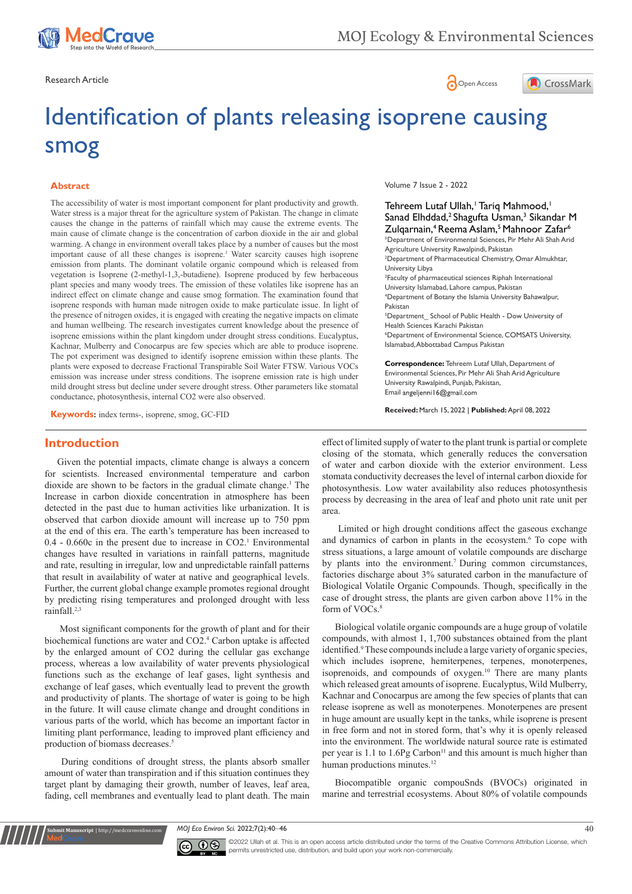Research Article

# Identification of plants releasing isoprene causing smog

Volume 7 Issue 2 - 2022

Tehreem Lutaf Ullah,[1] Tariq Mahmood,[1] Sanad Elhddad,[2] Shagufta Usman,[3] Sikandar M Zulqarnain,[4] Reema Aslam,[5] Mahnoor Zafar[6]

[1]Department of Environmental Sciences, Pir Mehr Ali Shah Arid Agriculture University Rawalpindi, Pakistan
[2]Department of Pharmaceutical Chemistry, Omar Almukhtar, University Libya
[3]Faculty of pharmaceutical sciences Riphah International University Islamabad, Lahore campus, Pakistan
[4]Department of Botany the Islamia University Bahawalpur, Pakistan
[5]Department_ School of Public Health - Dow University of Health Sciences Karachi Pakistan
[6]Department of Environmental Science, COMSATS University, Islamabad, Abbottabad Campus Pakistan

**Correspondence:** Tehreem Lutaf Ullah, Department of Environmental Sciences, Pir Mehr Ali Shah Arid Agriculture University Rawalpindi, Punjab, Pakistan, Email angeljenni16@gmail.com

**Received:** March 15, 2022 | **Published:** April 08, 2022

## Abstract

The accessibility of water is most important component for plant productivity and growth. Water stress is a major threat for the agriculture system of Pakistan. The change in climate causes the change in the patterns of rainfall which may cause the extreme events. The main cause of climate change is the concentration of carbon dioxide in the air and global warming. A change in environment overall takes place by a number of causes but the most important cause of all these changes is isoprene.[1] Water scarcity causes high isoprene emission from plants. The dominant volatile organic compound which is released from vegetation is Isoprene (2-methyl-1,3,-butadiene). Isoprene produced by few herbaceous plant species and many woody trees. The emission of these volatiles like isoprene has an indirect effect on climate change and cause smog formation. The examination found that isoprene responds with human made nitrogen oxide to make particulate issue. In light of the presence of nitrogen oxides, it is engaged with creating the negative impacts on climate and human wellbeing. The research investigates current knowledge about the presence of isoprene emissions within the plant kingdom under drought stress conditions. Eucalyptus, Kachnar, Mulberry and Conocarpus are few species which are able to produce isoprene. The pot experiment was designed to identify isoprene emission within these plants. The plants were exposed to decrease Fractional Transpirable Soil Water FTSW. Various VOCs emission was increase under stress conditions. The isoprene emission rate is high under mild drought stress but decline under severe drought stress. Other parameters like stomatal conductance, photosynthesis, internal CO2 were also observed.

**Keywords:** index terms-, isoprene, smog, GC-FID

## Introduction

Given the potential impacts, climate change is always a concern for scientists. Increased environmental temperature and carbon dioxide are shown to be factors in the gradual climate change.[1] The Increase in carbon dioxide concentration in atmosphere has been detected in the past due to human activities like urbanization. It is observed that carbon dioxide amount will increase up to 750 ppm at the end of this era. The earth's temperature has been increased to 0.4 - 0.660c in the present due to increase in CO2.[1] Environmental changes have resulted in variations in rainfall patterns, magnitude and rate, resulting in irregular, low and unpredictable rainfall patterns that result in availability of water at native and geographical levels. Further, the current global change example promotes regional drought by predicting rising temperatures and prolonged drought with less rainfall.[2,3]

Most significant components for the growth of plant and for their biochemical functions are water and CO2.[4] Carbon uptake is affected by the enlarged amount of CO2 during the cellular gas exchange process, whereas a low availability of water prevents physiological functions such as the exchange of leaf gases, light synthesis and exchange of leaf gases, which eventually lead to prevent the growth and productivity of plants. The shortage of water is going to be high in the future. It will cause climate change and drought conditions in various parts of the world, which has become an important factor in limiting plant performance, leading to improved plant efficiency and production of biomass decreases.[5]

During conditions of drought stress, the plants absorb smaller amount of water than transpiration and if this situation continues they target plant by damaging their growth, number of leaves, leaf area, fading, cell membranes and eventually lead to plant death. The main effect of limited supply of water to the plant trunk is partial or complete closing of the stomata, which generally reduces the conversation of water and carbon dioxide with the exterior environment. Less stomata conductivity decreases the level of internal carbon dioxide for photosynthesis. Low water availability also reduces photosynthesis process by decreasing in the area of leaf and photo unit rate unit per area.

Limited or high drought conditions affect the gaseous exchange and dynamics of carbon in plants in the ecosystem.[6] To cope with stress situations, a large amount of volatile compounds are discharge by plants into the environment.[7] During common circumstances, factories discharge about 3% saturated carbon in the manufacture of Biological Volatile Organic Compounds. Though, specifically in the case of drought stress, the plants are given carbon above 11% in the form of VOCs.[8]

Biological volatile organic compounds are a huge group of volatile compounds, with almost 1, 1,700 substances obtained from the plant identified.[9] These compounds include a large variety of organic species, which includes isoprene, hemiterpenes, terpenes, monoterpenes, isoprenoids, and compounds of oxygen.[10] There are many plants which released great amounts of isoprene. Eucalyptus, Wild Mulberry, Kachnar and Conocarpus are among the few species of plants that can release isoprene as well as monoterpenes. Monoterpenes are present in huge amount are usually kept in the tanks, while isoprene is present in free form and not in stored form, that's why it is openly released into the environment. The worldwide natural source rate is estimated per year is 1.1 to 1.6Pg Carbon[11] and this amount is much higher than human productions minutes.[12]

Biocompatible organic compouSnds (BVOCs) originated in marine and terrestrial ecosystems. About 80% of volatile compounds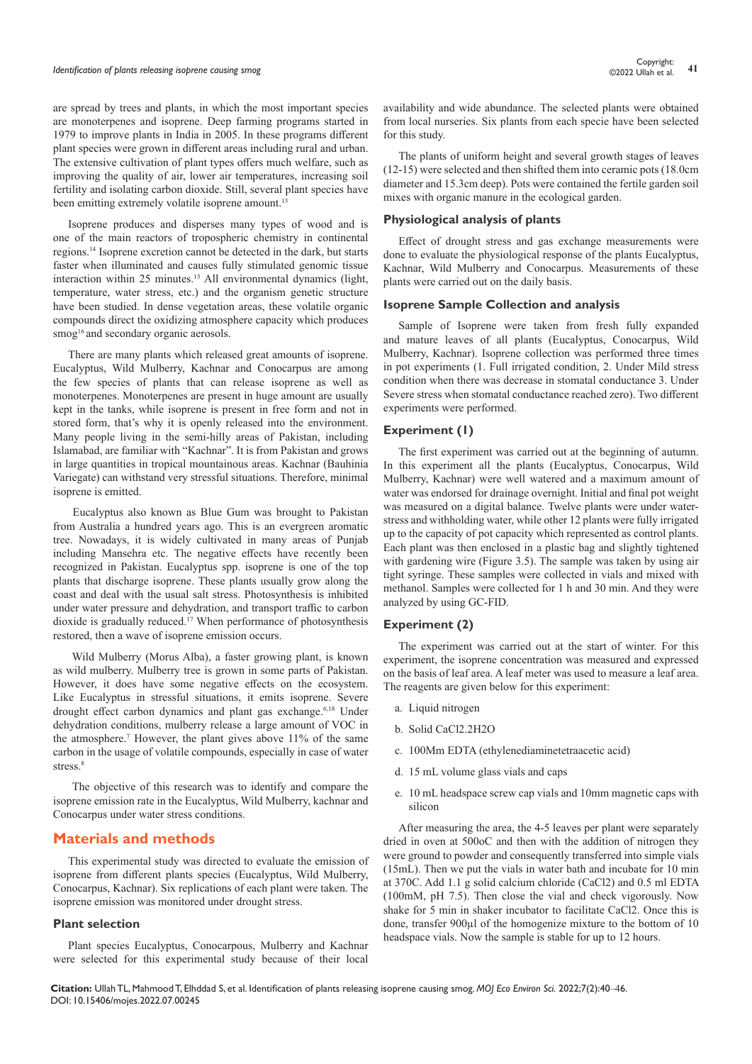are spread by trees and plants, in which the most important species are monoterpenes and isoprene. Deep farming programs started in 1979 to improve plants in India in 2005. In these programs different plant species were grown in different areas including rural and urban. The extensive cultivation of plant types offers much welfare, such as improving the quality of air, lower air temperatures, increasing soil fertility and isolating carbon dioxide. Still, several plant species have been emitting extremely volatile isoprene amount.[13]

Isoprene produces and disperses many types of wood and is one of the main reactors of tropospheric chemistry in continental regions.[14] Isoprene excretion cannot be detected in the dark, but starts faster when illuminated and causes fully stimulated genomic tissue interaction within 25 minutes.[15] All environmental dynamics (light, temperature, water stress, etc.) and the organism genetic structure have been studied. In dense vegetation areas, these volatile organic compounds direct the oxidizing atmosphere capacity which produces smog[16] and secondary organic aerosols.

There are many plants which released great amounts of isoprene. Eucalyptus, Wild Mulberry, Kachnar and Conocarpus are among the few species of plants that can release isoprene as well as monoterpenes. Monoterpenes are present in huge amount are usually kept in the tanks, while isoprene is present in free form and not in stored form, that's why it is openly released into the environment. Many people living in the semi-hilly areas of Pakistan, including Islamabad, are familiar with "Kachnar". It is from Pakistan and grows in large quantities in tropical mountainous areas. Kachnar (Bauhinia Variegate) can withstand very stressful situations. Therefore, minimal isoprene is emitted.

Eucalyptus also known as Blue Gum was brought to Pakistan from Australia a hundred years ago. This is an evergreen aromatic tree. Nowadays, it is widely cultivated in many areas of Punjab including Mansehra etc. The negative effects have recently been recognized in Pakistan. Eucalyptus spp. isoprene is one of the top plants that discharge isoprene. These plants usually grow along the coast and deal with the usual salt stress. Photosynthesis is inhibited under water pressure and dehydration, and transport traffic to carbon dioxide is gradually reduced.[17] When performance of photosynthesis restored, then a wave of isoprene emission occurs.

Wild Mulberry (Morus Alba), a faster growing plant, is known as wild mulberry. Mulberry tree is grown in some parts of Pakistan. However, it does have some negative effects on the ecosystem. Like Eucalyptus in stressful situations, it emits isoprene. Severe drought effect carbon dynamics and plant gas exchange.[6,18] Under dehydration conditions, mulberry release a large amount of VOC in the atmosphere.[7] However, the plant gives above 11% of the same carbon in the usage of volatile compounds, especially in case of water stress.[8]

The objective of this research was to identify and compare the isoprene emission rate in the Eucalyptus, Wild Mulberry, kachnar and Conocarpus under water stress conditions.

## Materials and methods

This experimental study was directed to evaluate the emission of isoprene from different plants species (Eucalyptus, Wild Mulberry, Conocarpus, Kachnar). Six replications of each plant were taken. The isoprene emission was monitored under drought stress.

### Plant selection

Plant species Eucalyptus, Conocarpous, Mulberry and Kachnar were selected for this experimental study because of their local availability and wide abundance. The selected plants were obtained from local nurseries. Six plants from each specie have been selected for this study.

The plants of uniform height and several growth stages of leaves (12-15) were selected and then shifted them into ceramic pots (18.0cm diameter and 15.3cm deep). Pots were contained the fertile garden soil mixes with organic manure in the ecological garden.

### Physiological analysis of plants

Effect of drought stress and gas exchange measurements were done to evaluate the physiological response of the plants Eucalyptus, Kachnar, Wild Mulberry and Conocarpus. Measurements of these plants were carried out on the daily basis.

### Isoprene Sample Collection and analysis

Sample of Isoprene were taken from fresh fully expanded and mature leaves of all plants (Eucalyptus, Conocarpus, Wild Mulberry, Kachnar). Isoprene collection was performed three times in pot experiments (1. Full irrigated condition, 2. Under Mild stress condition when there was decrease in stomatal conductance 3. Under Severe stress when stomatal conductance reached zero). Two different experiments were performed.

### Experiment (1)

The first experiment was carried out at the beginning of autumn. In this experiment all the plants (Eucalyptus, Conocarpus, Wild Mulberry, Kachnar) were well watered and a maximum amount of water was endorsed for drainage overnight. Initial and final pot weight was measured on a digital balance. Twelve plants were under water-stress and withholding water, while other 12 plants were fully irrigated up to the capacity of pot capacity which represented as control plants. Each plant was then enclosed in a plastic bag and slightly tightened with gardening wire (Figure 3.5). The sample was taken by using air tight syringe. These samples were collected in vials and mixed with methanol. Samples were collected for 1 h and 30 min. And they were analyzed by using GC-FID.

### Experiment (2)

The experiment was carried out at the start of winter. For this experiment, the isoprene concentration was measured and expressed on the basis of leaf area. A leaf meter was used to measure a leaf area. The reagents are given below for this experiment:

a. Liquid nitrogen
b. Solid $CaCl2.2H2O$
c. 100Mm EDTA (ethylenediaminetetraacetic acid)
d. 15 mL volume glass vials and caps
e. 10 mL headspace screw cap vials and 10mm magnetic caps with silicon

After measuring the area, the 4-5 leaves per plant were separately dried in oven at 500oC and then with the addition of nitrogen they were ground to powder and consequently transferred into simple vials (15mL). Then we put the vials in water bath and incubate for 10 min at 370C. Add 1.1 g solid calcium chloride ($CaCl2$) and 0.5 ml EDTA (100mM, pH 7.5). Then close the vial and check vigorously. Now shake for 5 min in shaker incubator to facilitate $CaCl2$. Once this is done, transfer 900µl of the homogenize mixture to the bottom of 10 headspace vials. Now the sample is stable for up to 12 hours.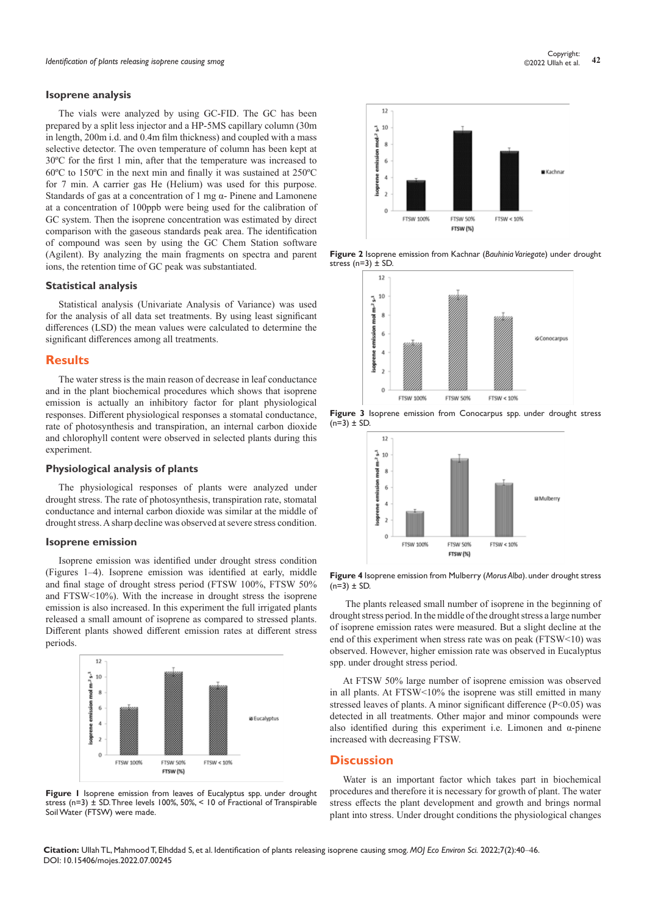### Isoprene analysis

The vials were analyzed by using GC-FID. The GC has been prepared by a split less injector and a HP-5MS capillary column (30m in length, 200m i.d. and 0.4m film thickness) and coupled with a mass selective detector. The oven temperature of column has been kept at 30ºC for the first 1 min, after that the temperature was increased to 60ºC to 150ºC in the next min and finally it was sustained at 250ºC for 7 min. A carrier gas He (Helium) was used for this purpose. Standards of gas at a concentration of 1 mg α- Pinene and Lamonene at a concentration of 100ppb were being used for the calibration of GC system. Then the isoprene concentration was estimated by direct comparison with the gaseous standards peak area. The identification of compound was seen by using the GC Chem Station software (Agilent). By analyzing the main fragments on spectra and parent ions, the retention time of GC peak was substantiated.

### Statistical analysis

Statistical analysis (Univariate Analysis of Variance) was used for the analysis of all data set treatments. By using least significant differences (LSD) the mean values were calculated to determine the significant differences among all treatments.

## Results

The water stress is the main reason of decrease in leaf conductance and in the plant biochemical procedures which shows that isoprene emission is actually an inhibitory factor for plant physiological responses. Different physiological responses a stomatal conductance, rate of photosynthesis and transpiration, an internal carbon dioxide and chlorophyll content were observed in selected plants during this experiment.

### Physiological analysis of plants

The physiological responses of plants were analyzed under drought stress. The rate of photosynthesis, transpiration rate, stomatal conductance and internal carbon dioxide was similar at the middle of drought stress. A sharp decline was observed at severe stress condition.

### Isoprene emission

Isoprene emission was identified under drought stress condition (Figures 1–4). Isoprene emission was identified at early, middle and final stage of drought stress period (FTSW 100%, FTSW 50% and FTSW<10%). With the increase in drought stress the isoprene emission is also increased. In this experiment the full irrigated plants released a small amount of isoprene as compared to stressed plants. Different plants showed different emission rates at different stress periods.

**Figure 1** Isoprene emission from leaves of Eucalyptus spp. under drought stress (n=3) ± SD. Three levels 100%, 50%, < 10 of Fractional of Transpirable Soil Water (FTSW) were made.

**Figure 2** Isoprene emission from Kachnar (*Bauhinia Variegate*) under drought stress (n=3) ± SD.

**Figure 3** Isoprene emission from Conocarpus spp. under drought stress (n=3) ± SD.

**Figure 4** Isoprene emission from Mulberry (*Morus Alba*). under drought stress (n=3) ± SD.

The plants released small number of isoprene in the beginning of drought stress period. In the middle of the drought stress a large number of isoprene emission rates were measured. But a slight decline at the end of this experiment when stress rate was on peak (FTSW<10) was observed. However, higher emission rate was observed in Eucalyptus spp. under drought stress period.

At FTSW 50% large number of isoprene emission was observed in all plants. At FTSW<10% the isoprene was still emitted in many stressed leaves of plants. A minor significant difference ($P<0.05$) was detected in all treatments. Other major and minor compounds were also identified during this experiment i.e. Limonen and α-pinene increased with decreasing FTSW.

## Discussion

Water is an important factor which takes part in biochemical procedures and therefore it is necessary for growth of plant. The water stress effects the plant development and growth and brings normal plant into stress. Under drought conditions the physiological changes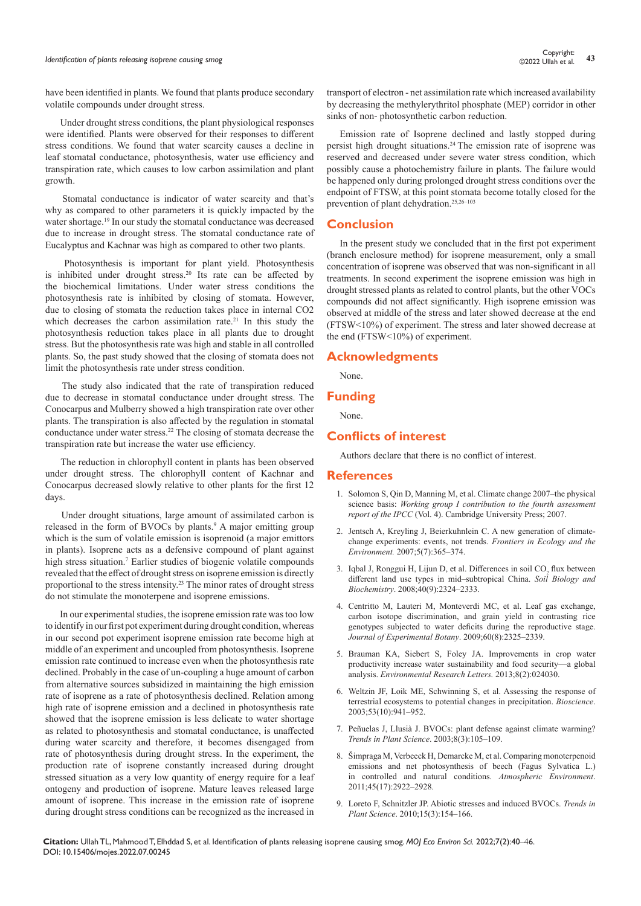have been identified in plants. We found that plants produce secondary volatile compounds under drought stress.

Under drought stress conditions, the plant physiological responses were identified. Plants were observed for their responses to different stress conditions. We found that water scarcity causes a decline in leaf stomatal conductance, photosynthesis, water use efficiency and transpiration rate, which causes to low carbon assimilation and plant growth.

Stomatal conductance is indicator of water scarcity and that's why as compared to other parameters it is quickly impacted by the water shortage.[19] In our study the stomatal conductance was decreased due to increase in drought stress. The stomatal conductance rate of Eucalyptus and Kachnar was high as compared to other two plants.

Photosynthesis is important for plant yield. Photosynthesis is inhibited under drought stress.[20] Its rate can be affected by the biochemical limitations. Under water stress conditions the photosynthesis rate is inhibited by closing of stomata. However, due to closing of stomata the reduction takes place in internal CO2 which decreases the carbon assimilation rate.[21] In this study the photosynthesis reduction takes place in all plants due to drought stress. But the photosynthesis rate was high and stable in all controlled plants. So, the past study showed that the closing of stomata does not limit the photosynthesis rate under stress condition.

The study also indicated that the rate of transpiration reduced due to decrease in stomatal conductance under drought stress. The Conocarpus and Mulberry showed a high transpiration rate over other plants. The transpiration is also affected by the regulation in stomatal conductance under water stress.[22] The closing of stomata decrease the transpiration rate but increase the water use efficiency.

The reduction in chlorophyll content in plants has been observed under drought stress. The chlorophyll content of Kachnar and Conocarpus decreased slowly relative to other plants for the first 12 days.

Under drought situations, large amount of assimilated carbon is released in the form of BVOCs by plants.[9] A major emitting group which is the sum of volatile emission is isoprenoid (a major emittors in plants). Isoprene acts as a defensive compound of plant against high stress situation.[7] Earlier studies of biogenic volatile compounds revealed that the effect of drought stress on isoprene emission is directly proportional to the stress intensity.[23] The minor rates of drought stress do not stimulate the monoterpene and isoprene emissions.

In our experimental studies, the isoprene emission rate was too low to identify in our first pot experiment during drought condition, whereas in our second pot experiment isoprene emission rate become high at middle of an experiment and uncoupled from photosynthesis. Isoprene emission rate continued to increase even when the photosynthesis rate declined. Probably in the case of un-coupling a huge amount of carbon from alternative sources subsidized in maintaining the high emission rate of isoprene as a rate of photosynthesis declined. Relation among high rate of isoprene emission and a declined in photosynthesis rate showed that the isoprene emission is less delicate to water shortage as related to photosynthesis and stomatal conductance, is unaffected during water scarcity and therefore, it becomes disengaged from rate of photosynthesis during drought stress. In the experiment, the production rate of isoprene constantly increased during drought stressed situation as a very low quantity of energy require for a leaf ontogeny and production of isoprene. Mature leaves released large amount of isoprene. This increase in the emission rate of isoprene during drought stress conditions can be recognized as the increased in transport of electron - net assimilation rate which increased availability by decreasing the methylerythritol phosphate (MEP) corridor in other sinks of non- photosynthetic carbon reduction.

Emission rate of Isoprene declined and lastly stopped during persist high drought situations.[24] The emission rate of isoprene was reserved and decreased under severe water stress condition, which possibly cause a photochemistry failure in plants. The failure would be happened only during prolonged drought stress conditions over the endpoint of FTSW, at this point stomata become totally closed for the prevention of plant dehydration.[25,26–103]

## Conclusion

In the present study we concluded that in the first pot experiment (branch enclosure method) for isoprene measurement, only a small concentration of isoprene was observed that was non-significant in all treatments. In second experiment the isoprene emission was high in drought stressed plants as related to control plants, but the other VOCs compounds did not affect significantly. High isoprene emission was observed at middle of the stress and later showed decrease at the end (FTSW<10%) of experiment. The stress and later showed decrease at the end (FTSW<10%) of experiment.

## Acknowledgments

None.

## Funding

None.

## Conflicts of interest

Authors declare that there is no conflict of interest.

## References

1. Solomon S, Qin D, Manning M, et al. Climate change 2007–the physical science basis: *Working group I contribution to the fourth assessment report of the IPCC* (Vol. 4). Cambridge University Press; 2007.
2. Jentsch A, Kreyling J, Beierkuhnlein C. A new generation of climate-change experiments: events, not trends. *Frontiers in Ecology and the Environment.* 2007;5(7):365–374.
3. Iqbal J, Ronggui H, Lijun D, et al. Differences in soil $CO_2$ flux between different land use types in mid–subtropical China. *Soil Biology and Biochemistry*. 2008;40(9):2324–2333.
4. Centritto M, Lauteri M, Monteverdi MC, et al. Leaf gas exchange, carbon isotope discrimination, and grain yield in contrasting rice genotypes subjected to water deficits during the reproductive stage. *Journal of Experimental Botany*. 2009;60(8):2325–2339.
5. Brauman KA, Siebert S, Foley JA. Improvements in crop water productivity increase water sustainability and food security—a global analysis. *Environmental Research Letters.* 2013;8(2):024030.
6. Weltzin JF, Loik ME, Schwinning S, et al. Assessing the response of terrestrial ecosystems to potential changes in precipitation. *Bioscience*. 2003;53(10):941–952.
7. Peñuelas J, Llusià J. BVOCs: plant defense against climate warming? *Trends in Plant Science*. 2003;8(3):105–109.
8. Šimpraga M, Verbeeck H, Demarcke M, et al. Comparing monoterpenoid emissions and net photosynthesis of beech (Fagus Sylvatica L.) in controlled and natural conditions. *Atmospheric Environment*. 2011;45(17):2922–2928.
9. Loreto F, Schnitzler JP. Abiotic stresses and induced BVOCs. *Trends in Plant Science*. 2010;15(3):154–166.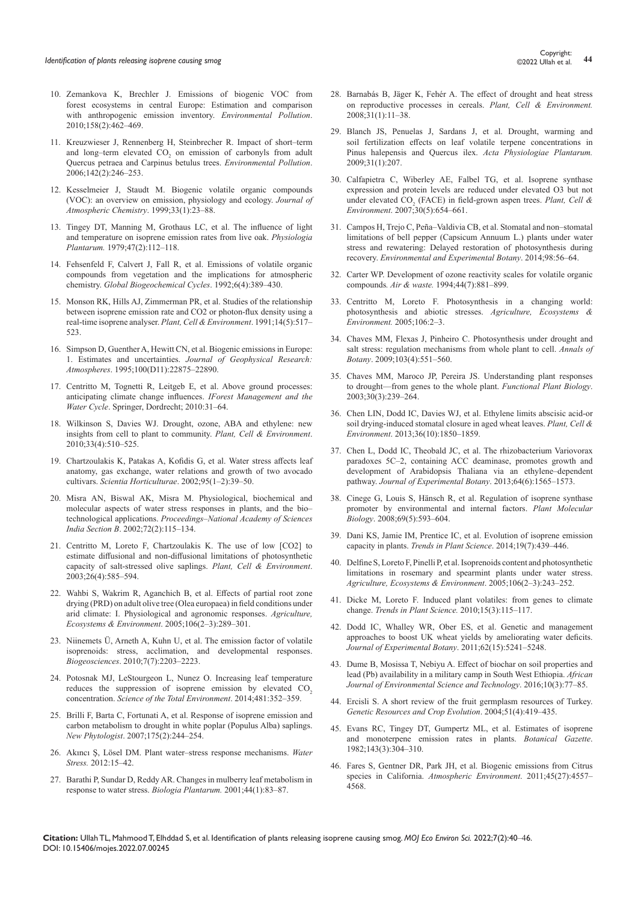10. Zemankova K, Brechler J. Emissions of biogenic VOC from forest ecosystems in central Europe: Estimation and comparison with anthropogenic emission inventory. *Environmental Pollution*. 2010;158(2):462–469.

11. Kreuzwieser J, Rennenberg H, Steinbrecher R. Impact of short–term and long–term elevated $CO_2$ on emission of carbonyls from adult Quercus petraea and Carpinus betulus trees. *Environmental Pollution*. 2006;142(2):246–253.

12. Kesselmeier J, Staudt M. Biogenic volatile organic compounds (VOC): an overview on emission, physiology and ecology. *Journal of Atmospheric Chemistry*. 1999;33(1):23–88.

13. Tingey DT, Manning M, Grothaus LC, et al. The influence of light and temperature on isoprene emission rates from live oak. *Physiologia Plantarum.* 1979;47(2):112–118.

14. Fehsenfeld F, Calvert J, Fall R, et al. Emissions of volatile organic compounds from vegetation and the implications for atmospheric chemistry. *Global Biogeochemical Cycles*. 1992;6(4):389–430.

15. Monson RK, Hills AJ, Zimmerman PR, et al. Studies of the relationship between isoprene emission rate and CO2 or photon-flux density using a real-time isoprene analyser. *Plant, Cell & Environment*. 1991;14(5):517–523.

16. Simpson D, Guenther A, Hewitt CN, et al. Biogenic emissions in Europe: 1. Estimates and uncertainties. *Journal of Geophysical Research: Atmospheres*. 1995;100(D11):22875–22890.

17. Centritto M, Tognetti R, Leitgeb E, et al. Above ground processes: anticipating climate change influences. *IForest Management and the Water Cycle*. Springer, Dordrecht; 2010:31–64.

18. Wilkinson S, Davies WJ. Drought, ozone, ABA and ethylene: new insights from cell to plant to community. *Plant, Cell & Environment*. 2010;33(4):510–525.

19. Chartzoulakis K, Patakas A, Kofidis G, et al. Water stress affects leaf anatomy, gas exchange, water relations and growth of two avocado cultivars. *Scientia Horticulturae*. 2002;95(1–2):39–50.

20. Misra AN, Biswal AK, Misra M. Physiological, biochemical and molecular aspects of water stress responses in plants, and the bio–technological applications. *Proceedings–National Academy of Sciences India Section B*. 2002;72(2):115–134.

21. Centritto M, Loreto F, Chartzoulakis K. The use of low [CO2] to estimate diffusional and non-diffusional limitations of photosynthetic capacity of salt-stressed olive saplings. *Plant, Cell & Environment*. 2003;26(4):585–594.

22. Wahbi S, Wakrim R, Aganchich B, et al. Effects of partial root zone drying (PRD) on adult olive tree (Olea europaea) in field conditions under arid climate: I. Physiological and agronomic responses. *Agriculture, Ecosystems & Environment*. 2005;106(2–3):289–301.

23. Niinemets Ü, Arneth A, Kuhn U, et al. The emission factor of volatile isoprenoids: stress, acclimation, and developmental responses. *Biogeosciences*. 2010;7(7):2203–2223.

24. Potosnak MJ, LeStourgeon L, Nunez O. Increasing leaf temperature reduces the suppression of isoprene emission by elevated $CO_2$ concentration. *Science of the Total Environment*. 2014;481:352–359.

25. Brilli F, Barta C, Fortunati A, et al. Response of isoprene emission and carbon metabolism to drought in white poplar (Populus Alba) saplings. *New Phytologist*. 2007;175(2):244–254.

26. Akıncı Ş, Lösel DM. Plant water–stress response mechanisms. *Water Stress.* 2012:15–42.

27. Barathi P, Sundar D, Reddy AR. Changes in mulberry leaf metabolism in response to water stress. *Biologia Plantarum.* 2001;44(1):83–87.

28. Barnabás B, Jäger K, Fehér A. The effect of drought and heat stress on reproductive processes in cereals. *Plant, Cell & Environment.* 2008;31(1):11–38.

29. Blanch JS, Penuelas J, Sardans J, et al. Drought, warming and soil fertilization effects on leaf volatile terpene concentrations in Pinus halepensis and Quercus ilex. *Acta Physiologiae Plantarum.* 2009;31(1):207.

30. Calfapietra C, Wiberley AE, Falbel TG, et al. Isoprene synthase expression and protein levels are reduced under elevated O3 but not under elevated $CO_2$ (FACE) in field-grown aspen trees. *Plant, Cell & Environment*. 2007;30(5):654–661.

31. Campos H, Trejo C, Peña–Valdivia CB, et al. Stomatal and non–stomatal limitations of bell pepper (Capsicum Annuum L.) plants under water stress and rewatering: Delayed restoration of photosynthesis during recovery. *Environmental and Experimental Botany*. 2014;98:56–64.

32. Carter WP. Development of ozone reactivity scales for volatile organic compounds*. Air & waste.* 1994;44(7):881–899.

33. Centritto M, Loreto F. Photosynthesis in a changing world: photosynthesis and abiotic stresses. *Agriculture, Ecosystems & Environment.* 2005;106:2–3.

34. Chaves MM, Flexas J, Pinheiro C. Photosynthesis under drought and salt stress: regulation mechanisms from whole plant to cell. *Annals of Botany*. 2009;103(4):551–560.

35. Chaves MM, Maroco JP, Pereira JS. Understanding plant responses to drought—from genes to the whole plant. *Functional Plant Biology*. 2003;30(3):239–264.

36. Chen LIN, Dodd IC, Davies WJ, et al. Ethylene limits abscisic acid-or soil drying-induced stomatal closure in aged wheat leaves. *Plant, Cell & Environment*. 2013;36(10):1850–1859.

37. Chen L, Dodd IC, Theobald JC, et al. The rhizobacterium Variovorax paradoxes 5C–2, containing ACC deaminase, promotes growth and development of Arabidopsis Thaliana via an ethylene–dependent pathway. *Journal of Experimental Botany*. 2013;64(6):1565–1573.

38. Cinege G, Louis S, Hänsch R, et al. Regulation of isoprene synthase promoter by environmental and internal factors. *Plant Molecular Biology*. 2008;69(5):593–604.

39. Dani KS, Jamie IM, Prentice IC, et al. Evolution of isoprene emission capacity in plants. *Trends in Plant Science*. 2014;19(7):439–446.

40. Delfine S, Loreto F, Pinelli P, et al. Isoprenoids content and photosynthetic limitations in rosemary and spearmint plants under water stress. *Agriculture, Ecosystems & Environment*. 2005;106(2–3):243–252.

41. Dicke M, Loreto F. Induced plant volatiles: from genes to climate change. *Trends in Plant Science.* 2010;15(3):115–117.

42. Dodd IC, Whalley WR, Ober ES, et al. Genetic and management approaches to boost UK wheat yields by ameliorating water deficits. *Journal of Experimental Botany*. 2011;62(15):5241–5248.

43. Dume B, Mosissa T, Nebiyu A. Effect of biochar on soil properties and lead (Pb) availability in a military camp in South West Ethiopia. *African Journal of Environmental Science and Technology*. 2016;10(3):77–85.

44. Ercisli S. A short review of the fruit germplasm resources of Turkey. *Genetic Resources and Crop Evolution*. 2004;51(4):419–435.

45. Evans RC, Tingey DT, Gumpertz ML, et al. Estimates of isoprene and monoterpene emission rates in plants. *Botanical Gazette*. 1982;143(3):304–310.

46. Fares S, Gentner DR, Park JH, et al. Biogenic emissions from Citrus species in California. *Atmospheric Environment*. 2011;45(27):4557–4568.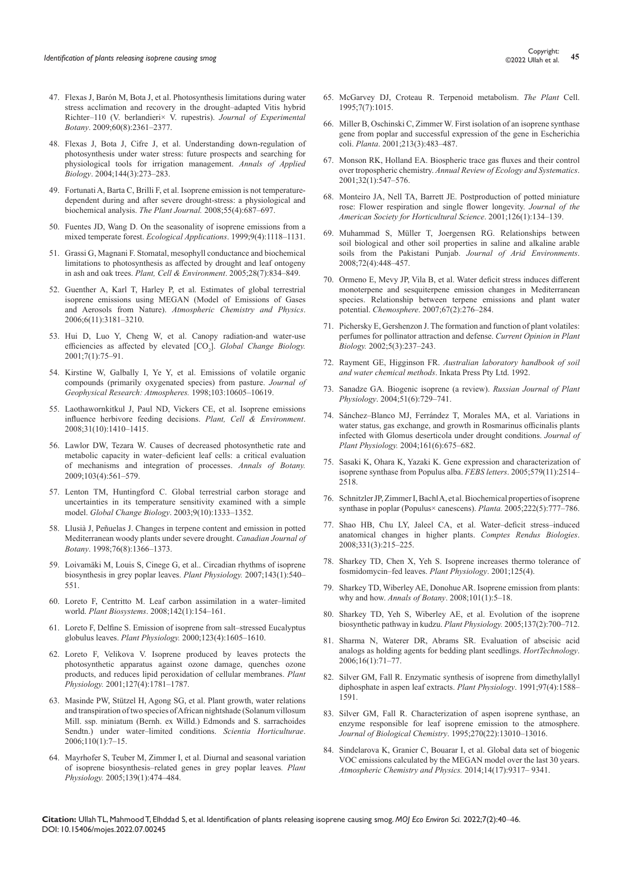47. Flexas J, Barón M, Bota J, et al. Photosynthesis limitations during water stress acclimation and recovery in the drought–adapted Vitis hybrid Richter–110 (V. berlandieri× V. rupestris). *Journal of Experimental Botany*. 2009;60(8):2361–2377.

48. Flexas J, Bota J, Cifre J, et al. Understanding down-regulation of photosynthesis under water stress: future prospects and searching for physiological tools for irrigation management. *Annals of Applied Biology*. 2004;144(3):273–283.

49. Fortunati A, Barta C, Brilli F, et al. Isoprene emission is not temperature-dependent during and after severe drought-stress: a physiological and biochemical analysis. *The Plant Journal.* 2008;55(4):687–697.

50. Fuentes JD, Wang D. On the seasonality of isoprene emissions from a mixed temperate forest. *Ecological Applications*. 1999;9(4):1118–1131.

51. Grassi G, Magnani F. Stomatal, mesophyll conductance and biochemical limitations to photosynthesis as affected by drought and leaf ontogeny in ash and oak trees. *Plant, Cell & Environment*. 2005;28(7):834–849.

52. Guenther A, Karl T, Harley P, et al. Estimates of global terrestrial isoprene emissions using MEGAN (Model of Emissions of Gases and Aerosols from Nature). *Atmospheric Chemistry and Physics*. 2006;6(11):3181–3210.

53. Hui D, Luo Y, Cheng W, et al. Canopy radiation-and water-use efficiencies as affected by elevated [$CO_2$]. *Global Change Biology.* 2001;7(1):75–91.

54. Kirstine W, Galbally I, Ye Y, et al. Emissions of volatile organic compounds (primarily oxygenated species) from pasture. *Journal of Geophysical Research: Atmospheres.* 1998;103:10605–10619.

55. Laothawornkitkul J, Paul ND, Vickers CE, et al. Isoprene emissions influence herbivore feeding decisions. *Plant, Cell & Environment*. 2008;31(10):1410–1415.

56. Lawlor DW, Tezara W. Causes of decreased photosynthetic rate and metabolic capacity in water–deficient leaf cells: a critical evaluation of mechanisms and integration of processes. *Annals of Botany.* 2009;103(4):561–579.

57. Lenton TM, Huntingford C. Global terrestrial carbon storage and uncertainties in its temperature sensitivity examined with a simple model. *Global Change Biology*. 2003;9(10):1333–1352.

58. Llusià J, Peñuelas J. Changes in terpene content and emission in potted Mediterranean woody plants under severe drought. *Canadian Journal of Botany*. 1998;76(8):1366–1373.

59. Loivamäki M, Louis S, Cinege G, et al.. Circadian rhythms of isoprene biosynthesis in grey poplar leaves. *Plant Physiology.* 2007;143(1):540–551.

60. Loreto F, Centritto M. Leaf carbon assimilation in a water–limited world. *Plant Biosystems*. 2008;142(1):154–161.

61. Loreto F, Delfine S. Emission of isoprene from salt–stressed Eucalyptus globulus leaves. *Plant Physiology.* 2000;123(4):1605–1610.

62. Loreto F, Velikova V. Isoprene produced by leaves protects the photosynthetic apparatus against ozone damage, quenches ozone products, and reduces lipid peroxidation of cellular membranes. *Plant Physiology.* 2001;127(4):1781–1787.

63. Masinde PW, Stützel H, Agong SG, et al. Plant growth, water relations and transpiration of two species of African nightshade (Solanum villosum Mill. ssp. miniatum (Bernh. ex Willd.) Edmonds and S. sarrachoides Sendtn.) under water–limited conditions. *Scientia Horticulturae*. 2006;110(1):7–15.

64. Mayrhofer S, Teuber M, Zimmer I, et al. Diurnal and seasonal variation of isoprene biosynthesis–related genes in grey poplar leaves. *Plant Physiology.* 2005;139(1):474–484.

65. McGarvey DJ, Croteau R. Terpenoid metabolism. *The Plant* Cell. 1995;7(7):1015.

66. Miller B, Oschinski C, Zimmer W. First isolation of an isoprene synthase gene from poplar and successful expression of the gene in Escherichia coli. *Planta*. 2001;213(3):483–487.

67. Monson RK, Holland EA. Biospheric trace gas fluxes and their control over tropospheric chemistry. *Annual Review of Ecology and Systematics*. 2001;32(1):547–576.

68. Monteiro JA, Nell TA, Barrett JE. Postproduction of potted miniature rose: Flower respiration and single flower longevity. *Journal of the American Society for Horticultural Science*. 2001;126(1):134–139.

69. Muhammad S, Müller T, Joergensen RG. Relationships between soil biological and other soil properties in saline and alkaline arable soils from the Pakistani Punjab. *Journal of Arid Environments*. 2008;72(4):448–457.

70. Ormeno E, Mevy JP, Vila B, et al. Water deficit stress induces different monoterpene and sesquiterpene emission changes in Mediterranean species. Relationship between terpene emissions and plant water potential. *Chemosphere*. 2007;67(2):276–284.

71. Pichersky E, Gershenzon J. The formation and function of plant volatiles: perfumes for pollinator attraction and defense. *Current Opinion in Plant Biology.* 2002;5(3):237–243.

72. Rayment GE, Higginson FR. *Australian laboratory handbook of soil and water chemical methods*. Inkata Press Pty Ltd. 1992.

73. Sanadze GA. Biogenic isoprene (a review). *Russian Journal of Plant Physiology*. 2004;51(6):729–741.

74. Sánchez–Blanco MJ, Ferrández T, Morales MA, et al. Variations in water status, gas exchange, and growth in Rosmarinus officinalis plants infected with Glomus deserticola under drought conditions. *Journal of Plant Physiology.* 2004;161(6):675–682.

75. Sasaki K, Ohara K, Yazaki K. Gene expression and characterization of isoprene synthase from Populus alba. *FEBS letters*. 2005;579(11):2514–2518.

76. Schnitzler JP, Zimmer I, Bachl A, et al. Biochemical properties of isoprene synthase in poplar (Populus× canescens). *Planta.* 2005;222(5):777–786.

77. Shao HB, Chu LY, Jaleel CA, et al. Water–deficit stress–induced anatomical changes in higher plants. *Comptes Rendus Biologies*. 2008;331(3):215–225.

78. Sharkey TD, Chen X, Yeh S. Isoprene increases thermo tolerance of fosmidomycin–fed leaves. *Plant Physiology*. 2001;125(4).

79. Sharkey TD, Wiberley AE, Donohue AR. Isoprene emission from plants: why and how. *Annals of Botany*. 2008;101(1):5–18.

80. Sharkey TD, Yeh S, Wiberley AE, et al. Evolution of the isoprene biosynthetic pathway in kudzu. *Plant Physiology.* 2005;137(2):700–712.

81. Sharma N, Waterer DR, Abrams SR. Evaluation of abscisic acid analogs as holding agents for bedding plant seedlings. *HortTechnology*. 2006;16(1):71–77.

82. Silver GM, Fall R. Enzymatic synthesis of isoprene from dimethylallyl diphosphate in aspen leaf extracts. *Plant Physiology*. 1991;97(4):1588–1591.

83. Silver GM, Fall R. Characterization of aspen isoprene synthase, an enzyme responsible for leaf isoprene emission to the atmosphere. *Journal of Biological Chemistry*. 1995;270(22):13010–13016.

84. Sindelarova K, Granier C, Bouarar I, et al. Global data set of biogenic VOC emissions calculated by the MEGAN model over the last 30 years. *Atmospheric Chemistry and Physics.* 2014;14(17):9317– 9341.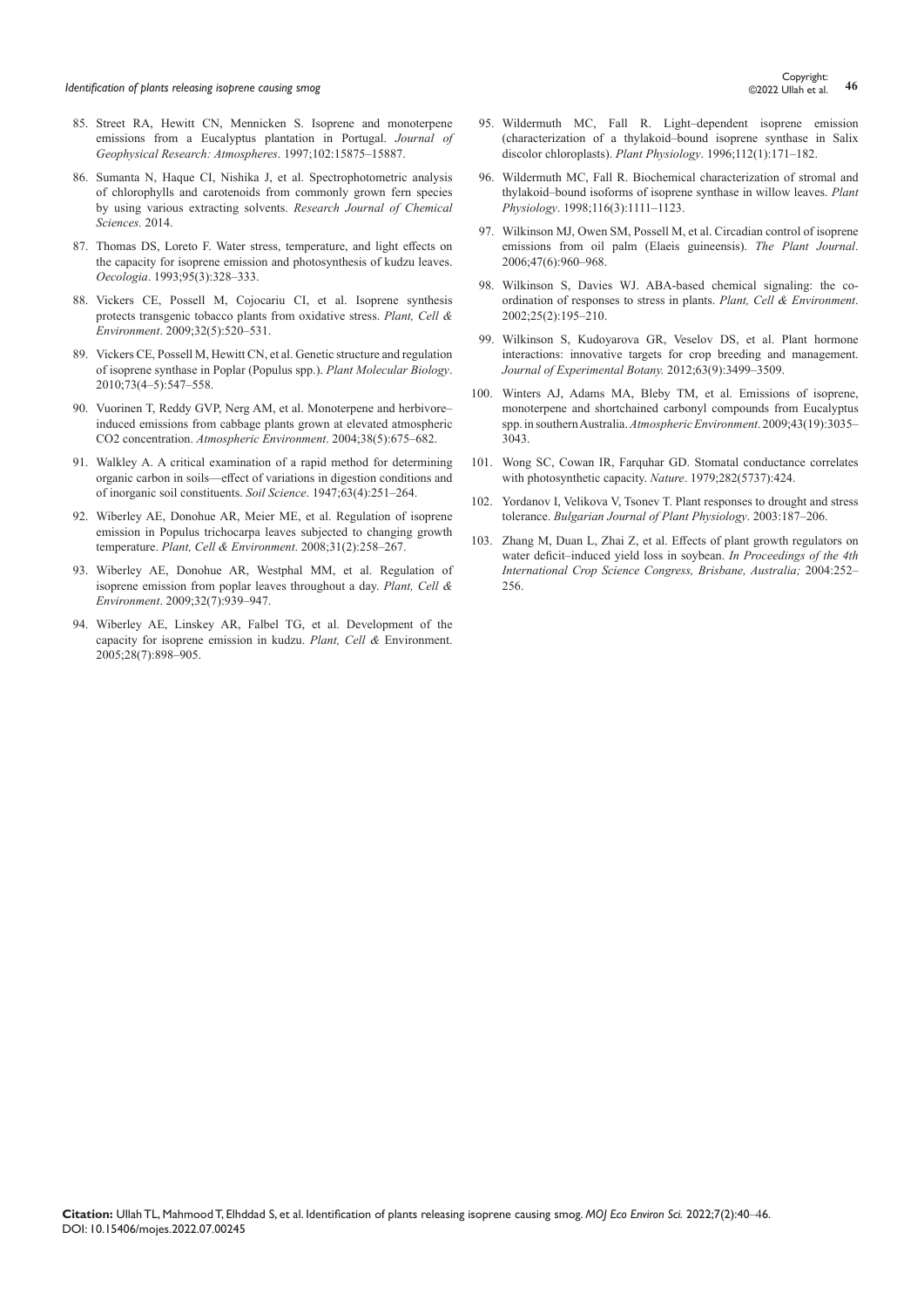85. Street RA, Hewitt CN, Mennicken S. Isoprene and monoterpene emissions from a Eucalyptus plantation in Portugal. *Journal of Geophysical Research: Atmospheres*. 1997;102:15875–15887.
86. Sumanta N, Haque CI, Nishika J, et al. Spectrophotometric analysis of chlorophylls and carotenoids from commonly grown fern species by using various extracting solvents. *Research Journal of Chemical Sciences.* 2014.
87. Thomas DS, Loreto F. Water stress, temperature, and light effects on the capacity for isoprene emission and photosynthesis of kudzu leaves. *Oecologia*. 1993;95(3):328–333.
88. Vickers CE, Possell M, Cojocariu CI, et al. Isoprene synthesis protects transgenic tobacco plants from oxidative stress. *Plant, Cell & Environment*. 2009;32(5):520–531.
89. Vickers CE, Possell M, Hewitt CN, et al. Genetic structure and regulation of isoprene synthase in Poplar (Populus spp.). *Plant Molecular Biology*. 2010;73(4–5):547–558.
90. Vuorinen T, Reddy GVP, Nerg AM, et al. Monoterpene and herbivore–induced emissions from cabbage plants grown at elevated atmospheric CO2 concentration. *Atmospheric Environment*. 2004;38(5):675–682.
91. Walkley A. A critical examination of a rapid method for determining organic carbon in soils—effect of variations in digestion conditions and of inorganic soil constituents. *Soil Science*. 1947;63(4):251–264.
92. Wiberley AE, Donohue AR, Meier ME, et al. Regulation of isoprene emission in Populus trichocarpa leaves subjected to changing growth temperature. *Plant, Cell & Environment*. 2008;31(2):258–267.
93. Wiberley AE, Donohue AR, Westphal MM, et al. Regulation of isoprene emission from poplar leaves throughout a day. *Plant, Cell & Environment*. 2009;32(7):939–947.
94. Wiberley AE, Linskey AR, Falbel TG, et al. Development of the capacity for isoprene emission in kudzu. *Plant, Cell &* Environment. 2005;28(7):898–905.
95. Wildermuth MC, Fall R. Light–dependent isoprene emission (characterization of a thylakoid–bound isoprene synthase in Salix discolor chloroplasts). *Plant Physiology*. 1996;112(1):171–182.
96. Wildermuth MC, Fall R. Biochemical characterization of stromal and thylakoid–bound isoforms of isoprene synthase in willow leaves. *Plant Physiology*. 1998;116(3):1111–1123.
97. Wilkinson MJ, Owen SM, Possell M, et al. Circadian control of isoprene emissions from oil palm (Elaeis guineensis). *The Plant Journal*. 2006;47(6):960–968.
98. Wilkinson S, Davies WJ. ABA-based chemical signaling: the co-ordination of responses to stress in plants. *Plant, Cell & Environment*. 2002;25(2):195–210.
99. Wilkinson S, Kudoyarova GR, Veselov DS, et al. Plant hormone interactions: innovative targets for crop breeding and management. *Journal of Experimental Botany.* 2012;63(9):3499–3509.
100. Winters AJ, Adams MA, Bleby TM, et al. Emissions of isoprene, monoterpene and shortchained carbonyl compounds from Eucalyptus spp. in southern Australia. *Atmospheric Environment*. 2009;43(19):3035–3043.
101. Wong SC, Cowan IR, Farquhar GD. Stomatal conductance correlates with photosynthetic capacity. *Nature*. 1979;282(5737):424.
102. Yordanov I, Velikova V, Tsonev T. Plant responses to drought and stress tolerance. *Bulgarian Journal of Plant Physiology*. 2003:187–206.
103. Zhang M, Duan L, Zhai Z, et al. Effects of plant growth regulators on water deficit–induced yield loss in soybean. *In Proceedings of the 4th International Crop Science Congress, Brisbane, Australia;* 2004:252–256.